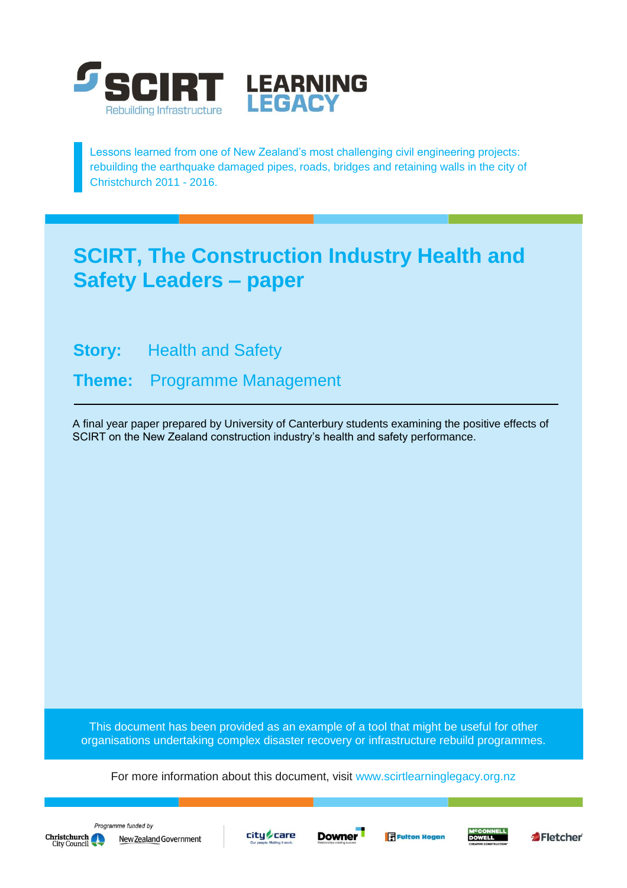SCIRT Rebuilding Infrastructure LEARNING LEGACY

Lessons learned from one of New Zealand's most challenging civil engineering projects: rebuilding the earthquake damaged pipes, roads, bridges and retaining walls in the city of Christchurch 2011 - 2016.

# SCIRT, The Construction Industry Health and Safety Leaders – paper

**Story:** Health and Safety

**Theme:** Programme Management

---

A final year paper prepared by University of Canterbury students examining the positive effects of SCIRT on the New Zealand construction industry's health and safety performance.

This document has been provided as an example of a tool that might be useful for other organisations undertaking complex disaster recovery or infrastructure rebuild programmes.

For more information about this document, visit www.scirtlearninglegacy.org.nz

*Programme funded by* Christchurch City Council, New Zealand Government

City Care, Downer, Fulton Hogan, McConnell Dowell, Fletcher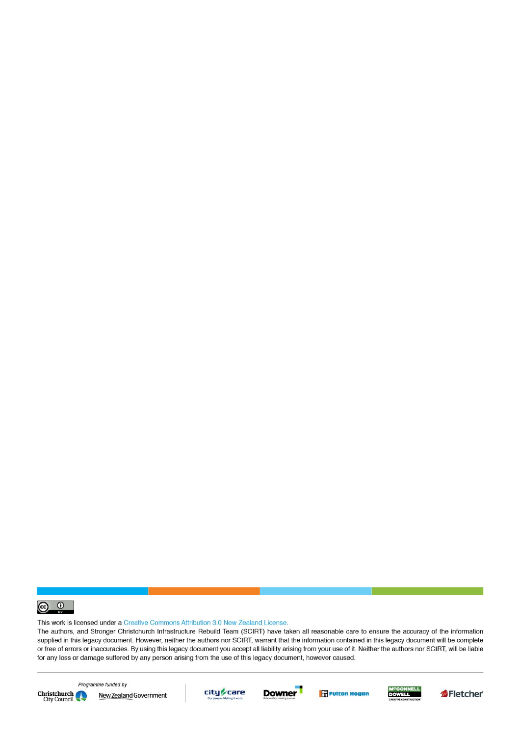This work is licensed under a Creative Commons Attribution 3.0 New Zealand License.

The authors, and Stronger Christchurch Infrastructure Rebuild Team (SCIRT) have taken all reasonable care to ensure the accuracy of the information supplied in this legacy document. However, neither the authors nor SCIRT, warrant that the information contained in this legacy document will be complete or free of errors or inaccuracies. By using this legacy document you accept all liability arising from your use of it. Neither the authors nor SCIRT, will be liable for any loss or damage suffered by any person arising from the use of this legacy document, however caused.

*Programme funded by*

Christchurch City Council | New Zealand Government

city care | Downer | Fulton Hogan | McConnell Dowell | Fletcher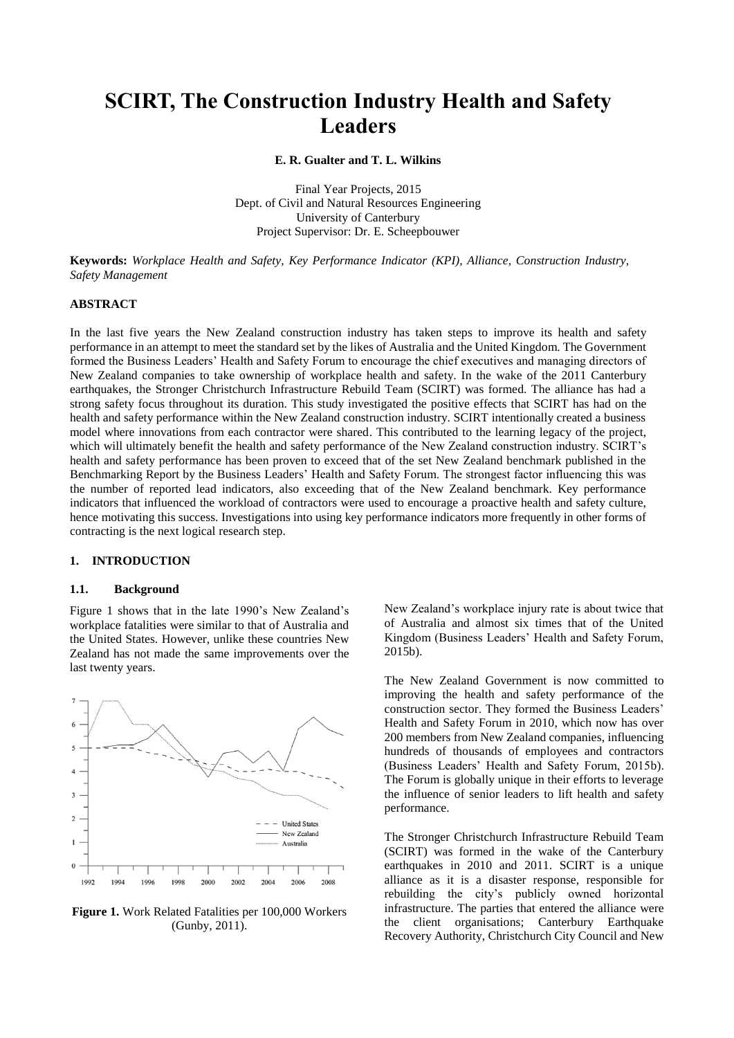# SCIRT, The Construction Industry Health and Safety Leaders

**E. R. Gualter and T. L. Wilkins**

Final Year Projects, 2015
Dept. of Civil and Natural Resources Engineering
University of Canterbury
Project Supervisor: Dr. E. Scheepbouwer

**Keywords:** *Workplace Health and Safety, Key Performance Indicator (KPI), Alliance, Construction Industry, Safety Management*

### ABSTRACT

In the last five years the New Zealand construction industry has taken steps to improve its health and safety performance in an attempt to meet the standard set by the likes of Australia and the United Kingdom. The Government formed the Business Leaders' Health and Safety Forum to encourage the chief executives and managing directors of New Zealand companies to take ownership of workplace health and safety. In the wake of the 2011 Canterbury earthquakes, the Stronger Christchurch Infrastructure Rebuild Team (SCIRT) was formed. The alliance has had a strong safety focus throughout its duration. This study investigated the positive effects that SCIRT has had on the health and safety performance within the New Zealand construction industry. SCIRT intentionally created a business model where innovations from each contractor were shared. This contributed to the learning legacy of the project, which will ultimately benefit the health and safety performance of the New Zealand construction industry. SCIRT's health and safety performance has been proven to exceed that of the set New Zealand benchmark published in the Benchmarking Report by the Business Leaders' Health and Safety Forum. The strongest factor influencing this was the number of reported lead indicators, also exceeding that of the New Zealand benchmark. Key performance indicators that influenced the workload of contractors were used to encourage a proactive health and safety culture, hence motivating this success. Investigations into using key performance indicators more frequently in other forms of contracting is the next logical research step.

### 1. INTRODUCTION

#### 1.1. Background

Figure 1 shows that in the late 1990's New Zealand's workplace fatalities were similar to that of Australia and the United States. However, unlike these countries New Zealand has not made the same improvements over the last twenty years.

**Figure 1.** Work Related Fatalities per 100,000 Workers (Gunby, 2011).

New Zealand's workplace injury rate is about twice that of Australia and almost six times that of the United Kingdom (Business Leaders' Health and Safety Forum, 2015b).

The New Zealand Government is now committed to improving the health and safety performance of the construction sector. They formed the Business Leaders' Health and Safety Forum in 2010, which now has over 200 members from New Zealand companies, influencing hundreds of thousands of employees and contractors (Business Leaders' Health and Safety Forum, 2015b). The Forum is globally unique in their efforts to leverage the influence of senior leaders to lift health and safety performance.

The Stronger Christchurch Infrastructure Rebuild Team (SCIRT) was formed in the wake of the Canterbury earthquakes in 2010 and 2011. SCIRT is a unique alliance as it is a disaster response, responsible for rebuilding the city's publicly owned horizontal infrastructure. The parties that entered the alliance were the client organisations; Canterbury Earthquake Recovery Authority, Christchurch City Council and New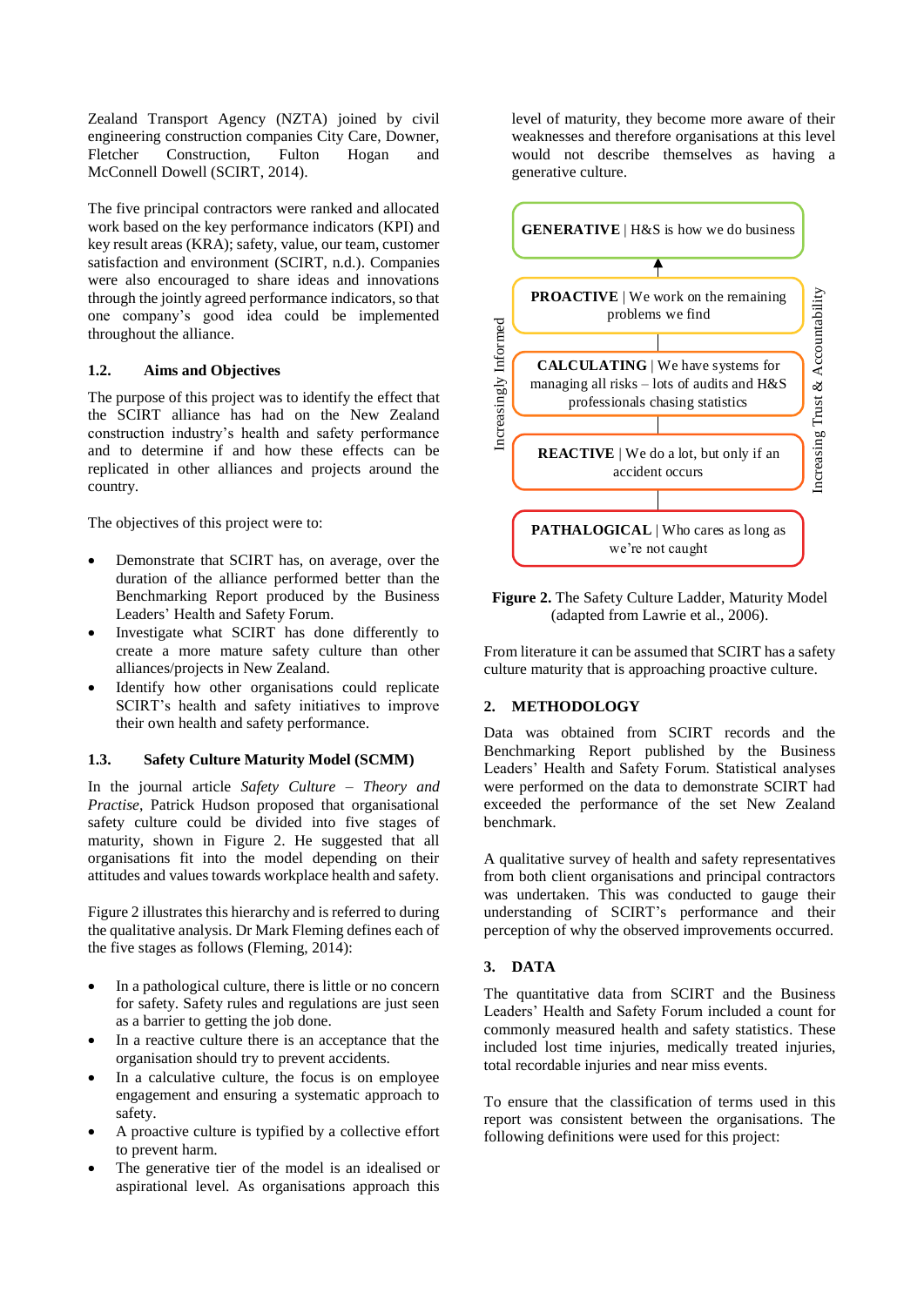Zealand Transport Agency (NZTA) joined by civil engineering construction companies City Care, Downer, Fletcher Construction, Fulton Hogan and McConnell Dowell (SCIRT, 2014).

The five principal contractors were ranked and allocated work based on the key performance indicators (KPI) and key result areas (KRA); safety, value, our team, customer satisfaction and environment (SCIRT, n.d.). Companies were also encouraged to share ideas and innovations through the jointly agreed performance indicators, so that one company's good idea could be implemented throughout the alliance.

### 1.2. Aims and Objectives

The purpose of this project was to identify the effect that the SCIRT alliance has had on the New Zealand construction industry's health and safety performance and to determine if and how these effects can be replicated in other alliances and projects around the country.

The objectives of this project were to:

- Demonstrate that SCIRT has, on average, over the duration of the alliance performed better than the Benchmarking Report produced by the Business Leaders' Health and Safety Forum.
- Investigate what SCIRT has done differently to create a more mature safety culture than other alliances/projects in New Zealand.
- Identify how other organisations could replicate SCIRT's health and safety initiatives to improve their own health and safety performance.

### 1.3. Safety Culture Maturity Model (SCMM)

In the journal article *Safety Culture – Theory and Practise*, Patrick Hudson proposed that organisational safety culture could be divided into five stages of maturity, shown in Figure 2. He suggested that all organisations fit into the model depending on their attitudes and values towards workplace health and safety.

Figure 2 illustrates this hierarchy and is referred to during the qualitative analysis. Dr Mark Fleming defines each of the five stages as follows (Fleming, 2014):

- In a pathological culture, there is little or no concern for safety. Safety rules and regulations are just seen as a barrier to getting the job done.
- In a reactive culture there is an acceptance that the organisation should try to prevent accidents.
- In a calculative culture, the focus is on employee engagement and ensuring a systematic approach to safety.
- A proactive culture is typified by a collective effort to prevent harm.
- The generative tier of the model is an idealised or aspirational level. As organisations approach this level of maturity, they become more aware of their weaknesses and therefore organisations at this level would not describe themselves as having a generative culture.

**GENERATIVE** | H&S is how we do business

**PROACTIVE** | We work on the remaining problems we find

**CALCULATING** | We have systems for managing all risks – lots of audits and H&S professionals chasing statistics

**REACTIVE** | We do a lot, but only if an accident occurs

**PATHALOGICAL** | Who cares as long as we're not caught

Increasingly Informed

Increasing Trust & Accountability

**Figure 2.** The Safety Culture Ladder, Maturity Model (adapted from Lawrie et al., 2006).

From literature it can be assumed that SCIRT has a safety culture maturity that is approaching proactive culture.

## 2. METHODOLOGY

Data was obtained from SCIRT records and the Benchmarking Report published by the Business Leaders' Health and Safety Forum. Statistical analyses were performed on the data to demonstrate SCIRT had exceeded the performance of the set New Zealand benchmark.

A qualitative survey of health and safety representatives from both client organisations and principal contractors was undertaken. This was conducted to gauge their understanding of SCIRT's performance and their perception of why the observed improvements occurred.

## 3. DATA

The quantitative data from SCIRT and the Business Leaders' Health and Safety Forum included a count for commonly measured health and safety statistics. These included lost time injuries, medically treated injuries, total recordable injuries and near miss events.

To ensure that the classification of terms used in this report was consistent between the organisations. The following definitions were used for this project: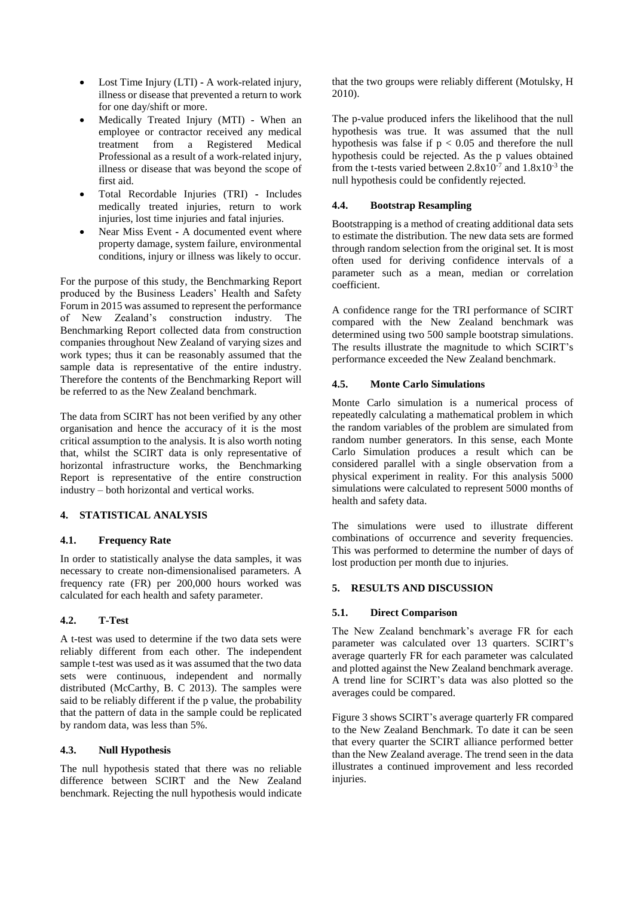- Lost Time Injury (LTI) - A work-related injury, illness or disease that prevented a return to work for one day/shift or more.
- Medically Treated Injury (MTI) - When an employee or contractor received any medical treatment from a Registered Medical Professional as a result of a work-related injury, illness or disease that was beyond the scope of first aid.
- Total Recordable Injuries (TRI) - Includes medically treated injuries, return to work injuries, lost time injuries and fatal injuries.
- Near Miss Event - A documented event where property damage, system failure, environmental conditions, injury or illness was likely to occur.

For the purpose of this study, the Benchmarking Report produced by the Business Leaders' Health and Safety Forum in 2015 was assumed to represent the performance of New Zealand's construction industry. The Benchmarking Report collected data from construction companies throughout New Zealand of varying sizes and work types; thus it can be reasonably assumed that the sample data is representative of the entire industry. Therefore the contents of the Benchmarking Report will be referred to as the New Zealand benchmark.

The data from SCIRT has not been verified by any other organisation and hence the accuracy of it is the most critical assumption to the analysis. It is also worth noting that, whilst the SCIRT data is only representative of horizontal infrastructure works, the Benchmarking Report is representative of the entire construction industry – both horizontal and vertical works.

## 4. STATISTICAL ANALYSIS

### 4.1. Frequency Rate

In order to statistically analyse the data samples, it was necessary to create non-dimensionalised parameters. A frequency rate (FR) per 200,000 hours worked was calculated for each health and safety parameter.

### 4.2. T-Test

A t-test was used to determine if the two data sets were reliably different from each other. The independent sample t-test was used as it was assumed that the two data sets were continuous, independent and normally distributed (McCarthy, B. C 2013). The samples were said to be reliably different if the p value, the probability that the pattern of data in the sample could be replicated by random data, was less than 5%.

### 4.3. Null Hypothesis

The null hypothesis stated that there was no reliable difference between SCIRT and the New Zealand benchmark. Rejecting the null hypothesis would indicate that the two groups were reliably different (Motulsky, H 2010).

The p-value produced infers the likelihood that the null hypothesis was true. It was assumed that the null hypothesis was false if $p < 0.05$ and therefore the null hypothesis could be rejected. As the p values obtained from the t-tests varied between $2.8 \times 10^{-7}$ and $1.8 \times 10^{-3}$ the null hypothesis could be confidently rejected.

### 4.4. Bootstrap Resampling

Bootstrapping is a method of creating additional data sets to estimate the distribution. The new data sets are formed through random selection from the original set. It is most often used for deriving confidence intervals of a parameter such as a mean, median or correlation coefficient.

A confidence range for the TRI performance of SCIRT compared with the New Zealand benchmark was determined using two 500 sample bootstrap simulations. The results illustrate the magnitude to which SCIRT's performance exceeded the New Zealand benchmark.

### 4.5. Monte Carlo Simulations

Monte Carlo simulation is a numerical process of repeatedly calculating a mathematical problem in which the random variables of the problem are simulated from random number generators. In this sense, each Monte Carlo Simulation produces a result which can be considered parallel with a single observation from a physical experiment in reality. For this analysis 5000 simulations were calculated to represent 5000 months of health and safety data.

The simulations were used to illustrate different combinations of occurrence and severity frequencies. This was performed to determine the number of days of lost production per month due to injuries.

## 5. RESULTS AND DISCUSSION

### 5.1. Direct Comparison

The New Zealand benchmark's average FR for each parameter was calculated over 13 quarters. SCIRT's average quarterly FR for each parameter was calculated and plotted against the New Zealand benchmark average. A trend line for SCIRT's data was also plotted so the averages could be compared.

Figure 3 shows SCIRT's average quarterly FR compared to the New Zealand Benchmark. To date it can be seen that every quarter the SCIRT alliance performed better than the New Zealand average. The trend seen in the data illustrates a continued improvement and less recorded injuries.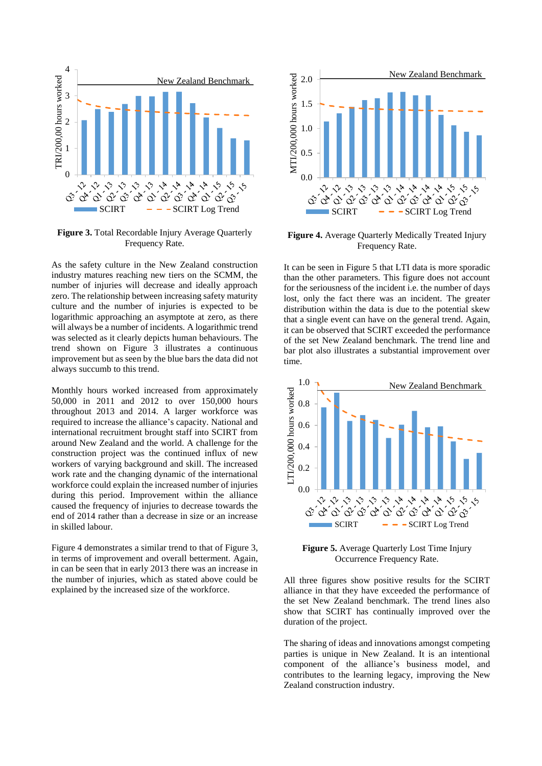**Figure 3.** Total Recordable Injury Average Quarterly Frequency Rate.

**Figure 4.** Average Quarterly Medically Treated Injury Frequency Rate.

As the safety culture in the New Zealand construction industry matures reaching new tiers on the SCMM, the number of injuries will decrease and ideally approach zero. The relationship between increasing safety maturity culture and the number of injuries is expected to be logarithmic approaching an asymptote at zero, as there will always be a number of incidents. A logarithmic trend was selected as it clearly depicts human behaviours. The trend shown on Figure 3 illustrates a continuous improvement but as seen by the blue bars the data did not always succumb to this trend.

Monthly hours worked increased from approximately 50,000 in 2011 and 2012 to over 150,000 hours throughout 2013 and 2014. A larger workforce was required to increase the alliance's capacity. National and international recruitment brought staff into SCIRT from around New Zealand and the world. A challenge for the construction project was the continued influx of new workers of varying background and skill. The increased work rate and the changing dynamic of the international workforce could explain the increased number of injuries during this period. Improvement within the alliance caused the frequency of injuries to decrease towards the end of 2014 rather than a decrease in size or an increase in skilled labour.

Figure 4 demonstrates a similar trend to that of Figure 3, in terms of improvement and overall betterment. Again, in can be seen that in early 2013 there was an increase in the number of injuries, which as stated above could be explained by the increased size of the workforce.

It can be seen in Figure 5 that LTI data is more sporadic than the other parameters. This figure does not account for the seriousness of the incident i.e. the number of days lost, only the fact there was an incident. The greater distribution within the data is due to the potential skew that a single event can have on the general trend. Again, it can be observed that SCIRT exceeded the performance of the set New Zealand benchmark. The trend line and bar plot also illustrates a substantial improvement over time.

**Figure 5.** Average Quarterly Lost Time Injury Occurrence Frequency Rate.

All three figures show positive results for the SCIRT alliance in that they have exceeded the performance of the set New Zealand benchmark. The trend lines also show that SCIRT has continually improved over the duration of the project.

The sharing of ideas and innovations amongst competing parties is unique in New Zealand. It is an intentional component of the alliance's business model, and contributes to the learning legacy, improving the New Zealand construction industry.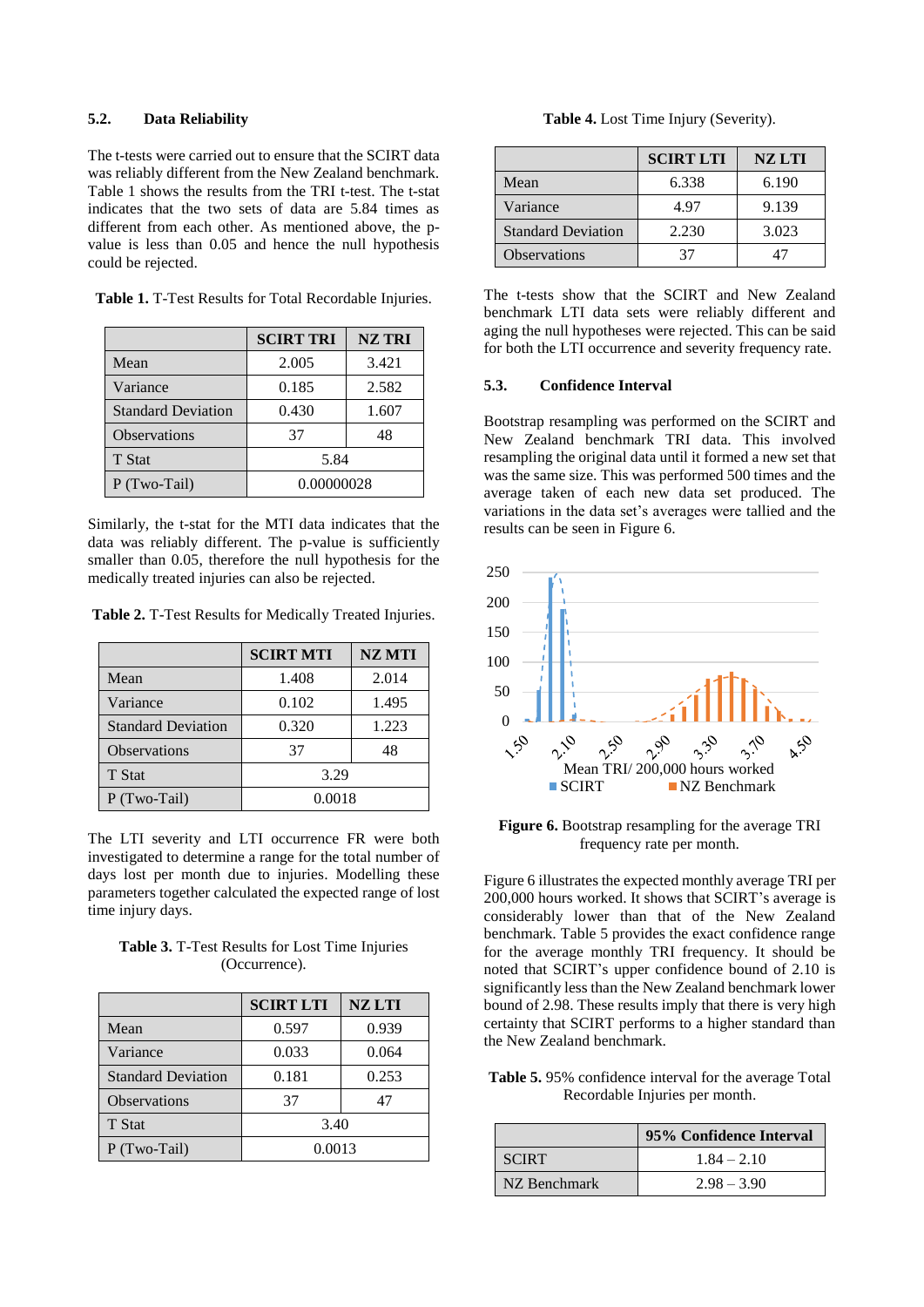### 5.2. Data Reliability

The t-tests were carried out to ensure that the SCIRT data was reliably different from the New Zealand benchmark. Table 1 shows the results from the TRI t-test. The t-stat indicates that the two sets of data are 5.84 times as different from each other. As mentioned above, the p-value is less than 0.05 and hence the null hypothesis could be rejected.

**Table 1.** T-Test Results for Total Recordable Injuries.

| | SCIRT TRI | NZ TRI |
|---|---|---|
| Mean | 2.005 | 3.421 |
| Variance | 0.185 | 2.582 |
| Standard Deviation | 0.430 | 1.607 |
| Observations | 37 | 48 |
| T Stat | 5.84 | |
| P (Two-Tail) | 0.00000028 | |

Similarly, the t-stat for the MTI data indicates that the data was reliably different. The p-value is sufficiently smaller than 0.05, therefore the null hypothesis for the medically treated injuries can also be rejected.

**Table 2.** T-Test Results for Medically Treated Injuries.

| | SCIRT MTI | NZ MTI |
|---|---|---|
| Mean | 1.408 | 2.014 |
| Variance | 0.102 | 1.495 |
| Standard Deviation | 0.320 | 1.223 |
| Observations | 37 | 48 |
| T Stat | 3.29 | |
| P (Two-Tail) | 0.0018 | |

The LTI severity and LTI occurrence FR were both investigated to determine a range for the total number of days lost per month due to injuries. Modelling these parameters together calculated the expected range of lost time injury days.

**Table 3.** T-Test Results for Lost Time Injuries (Occurrence).

| | SCIRT LTI | NZ LTI |
|---|---|---|
| Mean | 0.597 | 0.939 |
| Variance | 0.033 | 0.064 |
| Standard Deviation | 0.181 | 0.253 |
| Observations | 37 | 47 |
| T Stat | 3.40 | |
| P (Two-Tail) | 0.0013 | |

**Table 4.** Lost Time Injury (Severity).

| | SCIRT LTI | NZ LTI |
|---|---|---|
| Mean | 6.338 | 6.190 |
| Variance | 4.97 | 9.139 |
| Standard Deviation | 2.230 | 3.023 |
| Observations | 37 | 47 |

The t-tests show that the SCIRT and New Zealand benchmark LTI data sets were reliably different and aging the null hypotheses were rejected. This can be said for both the LTI occurrence and severity frequency rate.

### 5.3. Confidence Interval

Bootstrap resampling was performed on the SCIRT and New Zealand benchmark TRI data. This involved resampling the original data until it formed a new set that was the same size. This was performed 500 times and the average taken of each new data set produced. The variations in the data set's averages were tallied and the results can be seen in Figure 6.

**Figure 6.** Bootstrap resampling for the average TRI frequency rate per month.

Figure 6 illustrates the expected monthly average TRI per 200,000 hours worked. It shows that SCIRT's average is considerably lower than that of the New Zealand benchmark. Table 5 provides the exact confidence range for the average monthly TRI frequency. It should be noted that SCIRT's upper confidence bound of 2.10 is significantly less than the New Zealand benchmark lower bound of 2.98. These results imply that there is very high certainty that SCIRT performs to a higher standard than the New Zealand benchmark.

**Table 5.** 95% confidence interval for the average Total Recordable Injuries per month.

| | 95% Confidence Interval |
|---|---|
| SCIRT | 1.84 – 2.10 |
| NZ Benchmark | 2.98 – 3.90 |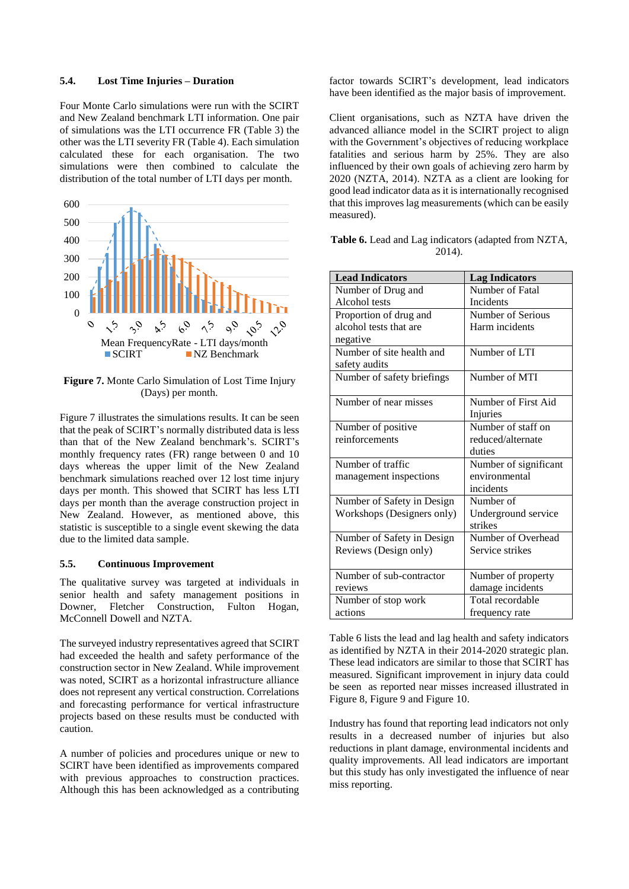### 5.4. Lost Time Injuries – Duration

Four Monte Carlo simulations were run with the SCIRT and New Zealand benchmark LTI information. One pair of simulations was the LTI occurrence FR (Table 3) the other was the LTI severity FR (Table 4). Each simulation calculated these for each organisation. The two simulations were then combined to calculate the distribution of the total number of LTI days per month.

**Figure 7.** Monte Carlo Simulation of Lost Time Injury (Days) per month.

Figure 7 illustrates the simulations results. It can be seen that the peak of SCIRT's normally distributed data is less than that of the New Zealand benchmark's. SCIRT's monthly frequency rates (FR) range between 0 and 10 days whereas the upper limit of the New Zealand benchmark simulations reached over 12 lost time injury days per month. This showed that SCIRT has less LTI days per month than the average construction project in New Zealand. However, as mentioned above, this statistic is susceptible to a single event skewing the data due to the limited data sample.

### 5.5. Continuous Improvement

The qualitative survey was targeted at individuals in senior health and safety management positions in Downer, Fletcher Construction, Fulton Hogan, McConnell Dowell and NZTA.

The surveyed industry representatives agreed that SCIRT had exceeded the health and safety performance of the construction sector in New Zealand. While improvement was noted, SCIRT as a horizontal infrastructure alliance does not represent any vertical construction. Correlations and forecasting performance for vertical infrastructure projects based on these results must be conducted with caution.

A number of policies and procedures unique or new to SCIRT have been identified as improvements compared with previous approaches to construction practices. Although this has been acknowledged as a contributing factor towards SCIRT's development, lead indicators have been identified as the major basis of improvement.

Client organisations, such as NZTA have driven the advanced alliance model in the SCIRT project to align with the Government's objectives of reducing workplace fatalities and serious harm by 25%. They are also influenced by their own goals of achieving zero harm by 2020 (NZTA, 2014). NZTA as a client are looking for good lead indicator data as it is internationally recognised that this improves lag measurements (which can be easily measured).

**Table 6.** Lead and Lag indicators (adapted from NZTA, 2014).

| Lead Indicators | Lag Indicators |
|---|---|
| Number of Drug and Alcohol tests | Number of Fatal Incidents |
| Proportion of drug and alcohol tests that are negative | Number of Serious Harm incidents |
| Number of site health and safety audits | Number of LTI |
| Number of safety briefings | Number of MTI |
| Number of near misses | Number of First Aid Injuries |
| Number of positive reinforcements | Number of staff on reduced/alternate duties |
| Number of traffic management inspections | Number of significant environmental incidents |
| Number of Safety in Design Workshops (Designers only) | Number of Underground service strikes |
| Number of Safety in Design Reviews (Design only) | Number of Overhead Service strikes |
| Number of sub-contractor reviews | Number of property damage incidents |
| Number of stop work actions | Total recordable frequency rate |

Table 6 lists the lead and lag health and safety indicators as identified by NZTA in their 2014-2020 strategic plan. These lead indicators are similar to those that SCIRT has measured. Significant improvement in injury data could be seen as reported near misses increased illustrated in Figure 8, Figure 9 and Figure 10.

Industry has found that reporting lead indicators not only results in a decreased number of injuries but also reductions in plant damage, environmental incidents and quality improvements. All lead indicators are important but this study has only investigated the influence of near miss reporting.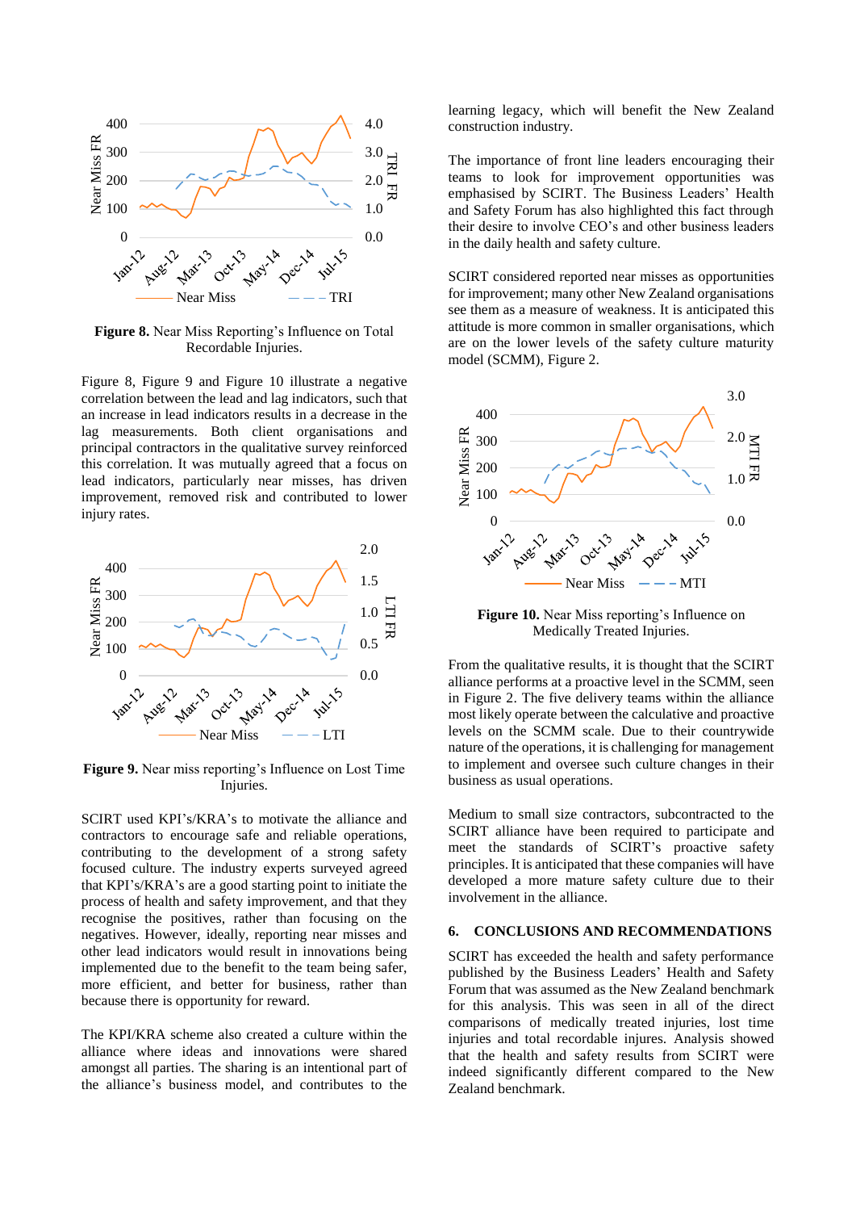**Figure 8.** Near Miss Reporting's Influence on Total Recordable Injuries.

Figure 8, Figure 9 and Figure 10 illustrate a negative correlation between the lead and lag indicators, such that an increase in lead indicators results in a decrease in the lag measurements. Both client organisations and principal contractors in the qualitative survey reinforced this correlation. It was mutually agreed that a focus on lead indicators, particularly near misses, has driven improvement, removed risk and contributed to lower injury rates.

**Figure 9.** Near miss reporting's Influence on Lost Time Injuries.

SCIRT used KPI's/KRA's to motivate the alliance and contractors to encourage safe and reliable operations, contributing to the development of a strong safety focused culture. The industry experts surveyed agreed that KPI's/KRA's are a good starting point to initiate the process of health and safety improvement, and that they recognise the positives, rather than focusing on the negatives. However, ideally, reporting near misses and other lead indicators would result in innovations being implemented due to the benefit to the team being safer, more efficient, and better for business, rather than because there is opportunity for reward.

The KPI/KRA scheme also created a culture within the alliance where ideas and innovations were shared amongst all parties. The sharing is an intentional part of the alliance's business model, and contributes to the learning legacy, which will benefit the New Zealand construction industry.

The importance of front line leaders encouraging their teams to look for improvement opportunities was emphasised by SCIRT. The Business Leaders' Health and Safety Forum has also highlighted this fact through their desire to involve CEO's and other business leaders in the daily health and safety culture.

SCIRT considered reported near misses as opportunities for improvement; many other New Zealand organisations see them as a measure of weakness. It is anticipated this attitude is more common in smaller organisations, which are on the lower levels of the safety culture maturity model (SCMM), Figure 2.

**Figure 10.** Near Miss reporting's Influence on Medically Treated Injuries.

From the qualitative results, it is thought that the SCIRT alliance performs at a proactive level in the SCMM, seen in Figure 2. The five delivery teams within the alliance most likely operate between the calculative and proactive levels on the SCMM scale. Due to their countrywide nature of the operations, it is challenging for management to implement and oversee such culture changes in their business as usual operations.

Medium to small size contractors, subcontracted to the SCIRT alliance have been required to participate and meet the standards of SCIRT's proactive safety principles. It is anticipated that these companies will have developed a more mature safety culture due to their involvement in the alliance.

## 6. CONCLUSIONS AND RECOMMENDATIONS

SCIRT has exceeded the health and safety performance published by the Business Leaders' Health and Safety Forum that was assumed as the New Zealand benchmark for this analysis. This was seen in all of the direct comparisons of medically treated injuries, lost time injuries and total recordable injures. Analysis showed that the health and safety results from SCIRT were indeed significantly different compared to the New Zealand benchmark.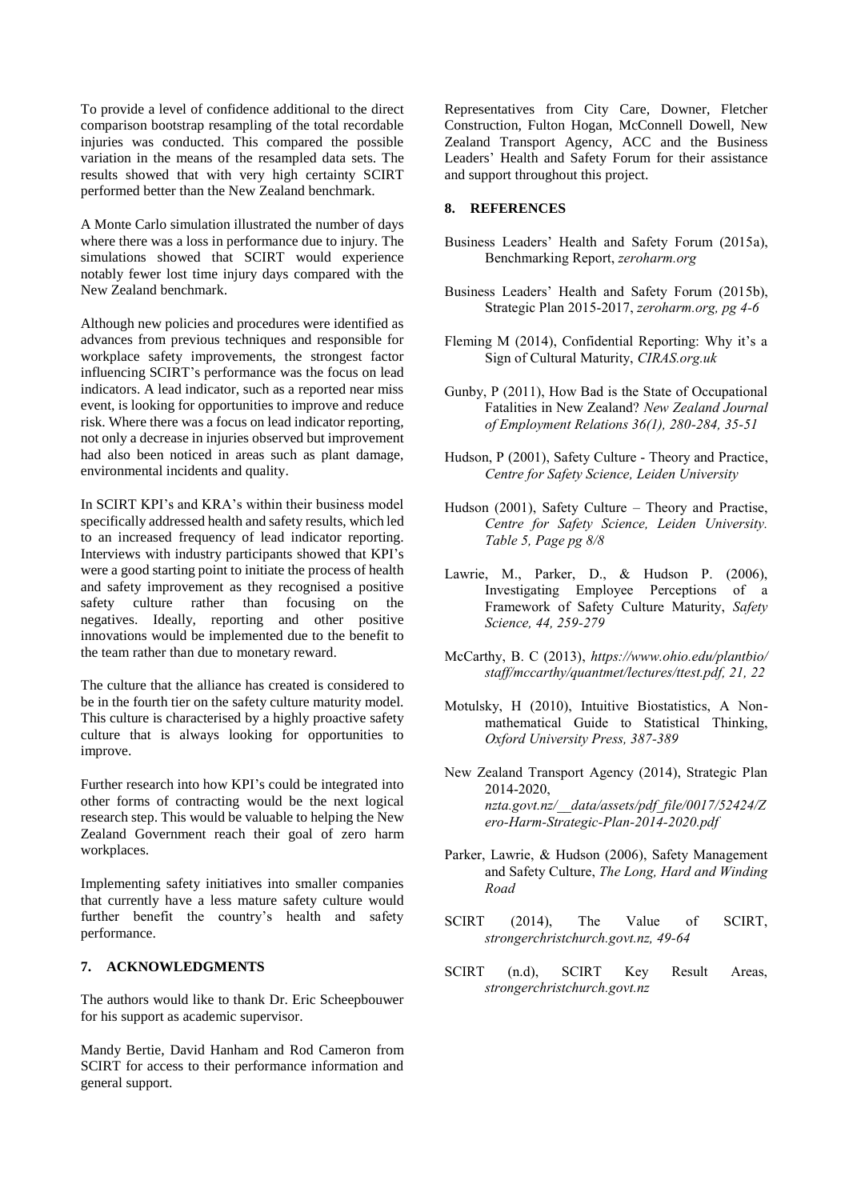To provide a level of confidence additional to the direct comparison bootstrap resampling of the total recordable injuries was conducted. This compared the possible variation in the means of the resampled data sets. The results showed that with very high certainty SCIRT performed better than the New Zealand benchmark.

A Monte Carlo simulation illustrated the number of days where there was a loss in performance due to injury. The simulations showed that SCIRT would experience notably fewer lost time injury days compared with the New Zealand benchmark.

Although new policies and procedures were identified as advances from previous techniques and responsible for workplace safety improvements, the strongest factor influencing SCIRT's performance was the focus on lead indicators. A lead indicator, such as a reported near miss event, is looking for opportunities to improve and reduce risk. Where there was a focus on lead indicator reporting, not only a decrease in injuries observed but improvement had also been noticed in areas such as plant damage, environmental incidents and quality.

In SCIRT KPI's and KRA's within their business model specifically addressed health and safety results, which led to an increased frequency of lead indicator reporting. Interviews with industry participants showed that KPI's were a good starting point to initiate the process of health and safety improvement as they recognised a positive safety culture rather than focusing on the negatives. Ideally, reporting and other positive innovations would be implemented due to the benefit to the team rather than due to monetary reward.

The culture that the alliance has created is considered to be in the fourth tier on the safety culture maturity model. This culture is characterised by a highly proactive safety culture that is always looking for opportunities to improve.

Further research into how KPI's could be integrated into other forms of contracting would be the next logical research step. This would be valuable to helping the New Zealand Government reach their goal of zero harm workplaces.

Implementing safety initiatives into smaller companies that currently have a less mature safety culture would further benefit the country's health and safety performance.

## 7. ACKNOWLEDGMENTS

The authors would like to thank Dr. Eric Scheepbouwer for his support as academic supervisor.

Mandy Bertie, David Hanham and Rod Cameron from SCIRT for access to their performance information and general support.

Representatives from City Care, Downer, Fletcher Construction, Fulton Hogan, McConnell Dowell, New Zealand Transport Agency, ACC and the Business Leaders' Health and Safety Forum for their assistance and support throughout this project.

## 8. REFERENCES

Business Leaders' Health and Safety Forum (2015a), Benchmarking Report, *zeroharm.org*

Business Leaders' Health and Safety Forum (2015b), Strategic Plan 2015-2017, *zeroharm.org, pg 4-6*

Fleming M (2014), Confidential Reporting: Why it's a Sign of Cultural Maturity, *CIRAS.org.uk*

Gunby, P (2011), How Bad is the State of Occupational Fatalities in New Zealand? *New Zealand Journal of Employment Relations 36(1), 280-284, 35-51*

Hudson, P (2001), Safety Culture - Theory and Practice, *Centre for Safety Science, Leiden University*

Hudson (2001), Safety Culture – Theory and Practise, *Centre for Safety Science, Leiden University. Table 5, Page pg 8/8*

Lawrie, M., Parker, D., & Hudson P. (2006), Investigating Employee Perceptions of a Framework of Safety Culture Maturity, *Safety Science, 44, 259-279*

McCarthy, B. C (2013), *https://www.ohio.edu/plantbio/staff/mccarthy/quantmet/lectures/ttest.pdf, 21, 22*

Motulsky, H (2010), Intuitive Biostatistics, A Non-mathematical Guide to Statistical Thinking, *Oxford University Press, 387-389*

New Zealand Transport Agency (2014), Strategic Plan 2014-2020, *nzta.govt.nz/__data/assets/pdf_file/0017/52424/Zero-Harm-Strategic-Plan-2014-2020.pdf*

Parker, Lawrie, & Hudson (2006), Safety Management and Safety Culture, *The Long, Hard and Winding Road*

SCIRT (2014), The Value of SCIRT, *strongerchristchurch.govt.nz, 49-64*

SCIRT (n.d), SCIRT Key Result Areas, *strongerchristchurch.govt.nz*